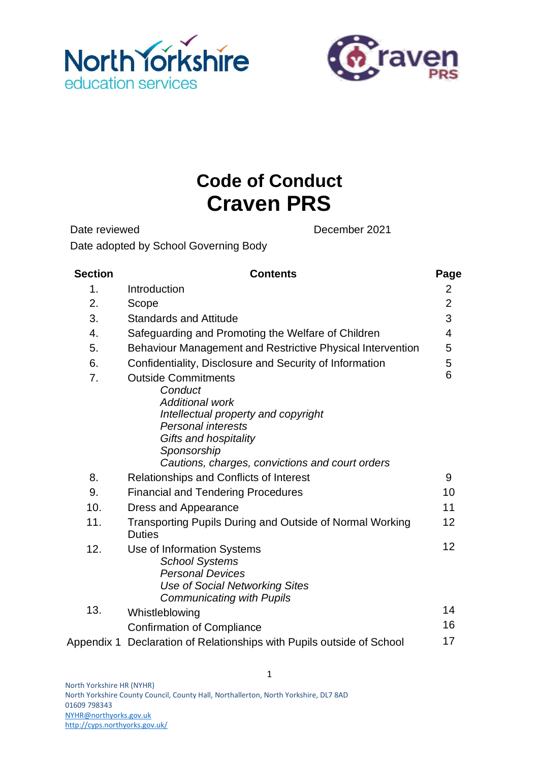# Code of Conduct
# Craven PRS

| | |
|---|---|
| Date reviewed | December 2021 |
| Date adopted by School Governing Body | |

| Section | Contents | Page |
|---|---|---|
| 1. | Introduction | 2 |
| 2. | Scope | 2 |
| 3. | Standards and Attitude | 3 |
| 4. | Safeguarding and Promoting the Welfare of Children | 4 |
| 5. | Behaviour Management and Restrictive Physical Intervention | 5 |
| 6. | Confidentiality, Disclosure and Security of Information | 5 |
| 7. | Outside Commitments<br>*Conduct*<br>*Additional work*<br>*Intellectual property and copyright*<br>*Personal interests*<br>*Gifts and hospitality*<br>*Sponsorship*<br>*Cautions, charges, convictions and court orders* | 6 |
| 8. | Relationships and Conflicts of Interest | 9 |
| 9. | Financial and Tendering Procedures | 10 |
| 10. | Dress and Appearance | 11 |
| 11. | Transporting Pupils During and Outside of Normal Working Duties | 12 |
| 12. | Use of Information Systems<br>*School Systems*<br>*Personal Devices*<br>*Use of Social Networking Sites*<br>*Communicating with Pupils* | 12 |
| 13. | Whistleblowing | 14 |
| | Confirmation of Compliance | 16 |
| Appendix 1 | Declaration of Relationships with Pupils outside of School | 17 |

North Yorkshire HR (NYHR)
North Yorkshire County Council, County Hall, Northallerton, North Yorkshire, DL7 8AD
01609 798343
NYHR@northyorks.gov.uk
http://cyps.northyorks.gov.uk/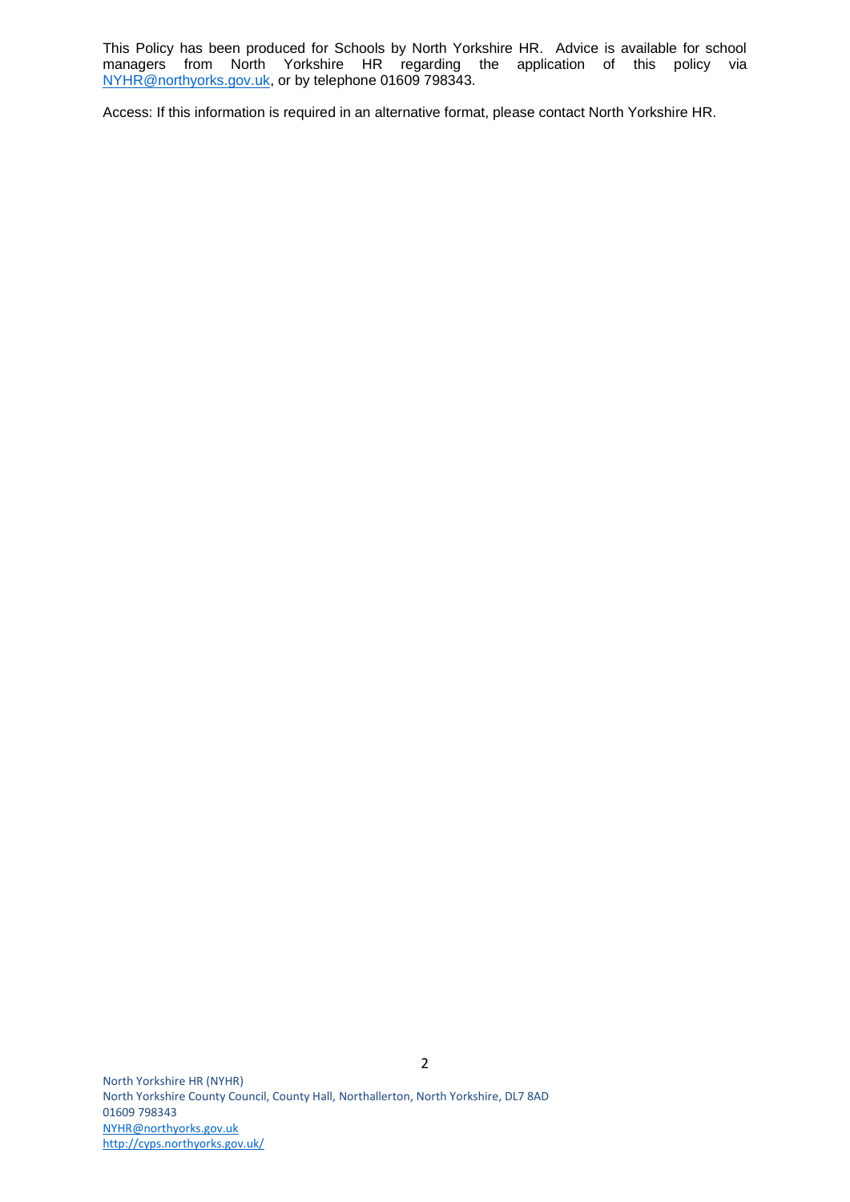This Policy has been produced for Schools by North Yorkshire HR. Advice is available for school managers from North Yorkshire HR regarding the application of this policy via NYHR@northyorks.gov.uk, or by telephone 01609 798343.

Access: If this information is required in an alternative format, please contact North Yorkshire HR.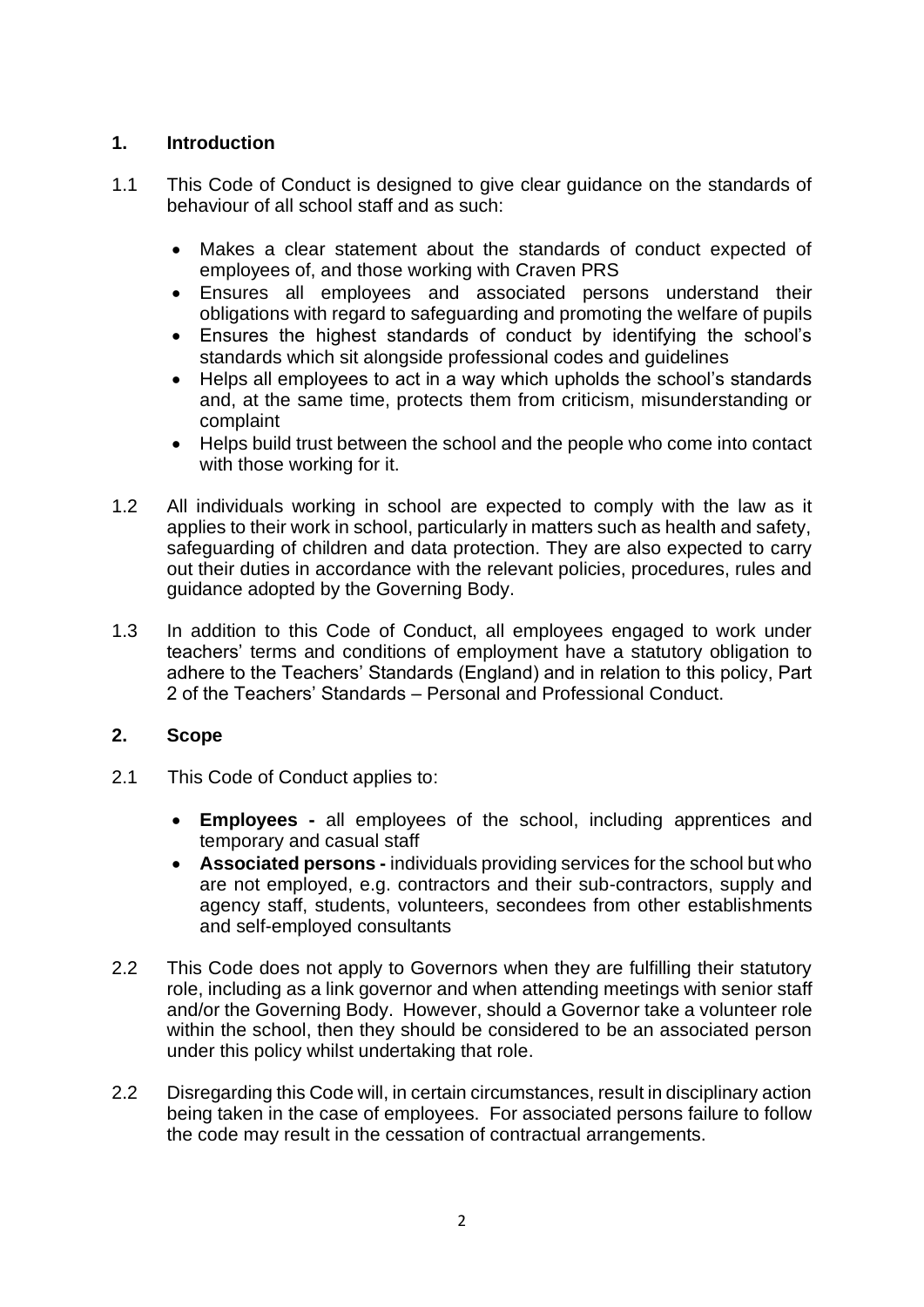## 1. Introduction

1.1 This Code of Conduct is designed to give clear guidance on the standards of behaviour of all school staff and as such:

- Makes a clear statement about the standards of conduct expected of employees of, and those working with Craven PRS
- Ensures all employees and associated persons understand their obligations with regard to safeguarding and promoting the welfare of pupils
- Ensures the highest standards of conduct by identifying the school's standards which sit alongside professional codes and guidelines
- Helps all employees to act in a way which upholds the school's standards and, at the same time, protects them from criticism, misunderstanding or complaint
- Helps build trust between the school and the people who come into contact with those working for it.

1.2 All individuals working in school are expected to comply with the law as it applies to their work in school, particularly in matters such as health and safety, safeguarding of children and data protection. They are also expected to carry out their duties in accordance with the relevant policies, procedures, rules and guidance adopted by the Governing Body.

1.3 In addition to this Code of Conduct, all employees engaged to work under teachers' terms and conditions of employment have a statutory obligation to adhere to the Teachers' Standards (England) and in relation to this policy, Part 2 of the Teachers' Standards – Personal and Professional Conduct.

## 2. Scope

2.1 This Code of Conduct applies to:

- **Employees -** all employees of the school, including apprentices and temporary and casual staff
- **Associated persons -** individuals providing services for the school but who are not employed, e.g. contractors and their sub-contractors, supply and agency staff, students, volunteers, secondees from other establishments and self-employed consultants

2.2 This Code does not apply to Governors when they are fulfilling their statutory role, including as a link governor and when attending meetings with senior staff and/or the Governing Body. However, should a Governor take a volunteer role within the school, then they should be considered to be an associated person under this policy whilst undertaking that role.

2.2 Disregarding this Code will, in certain circumstances, result in disciplinary action being taken in the case of employees. For associated persons failure to follow the code may result in the cessation of contractual arrangements.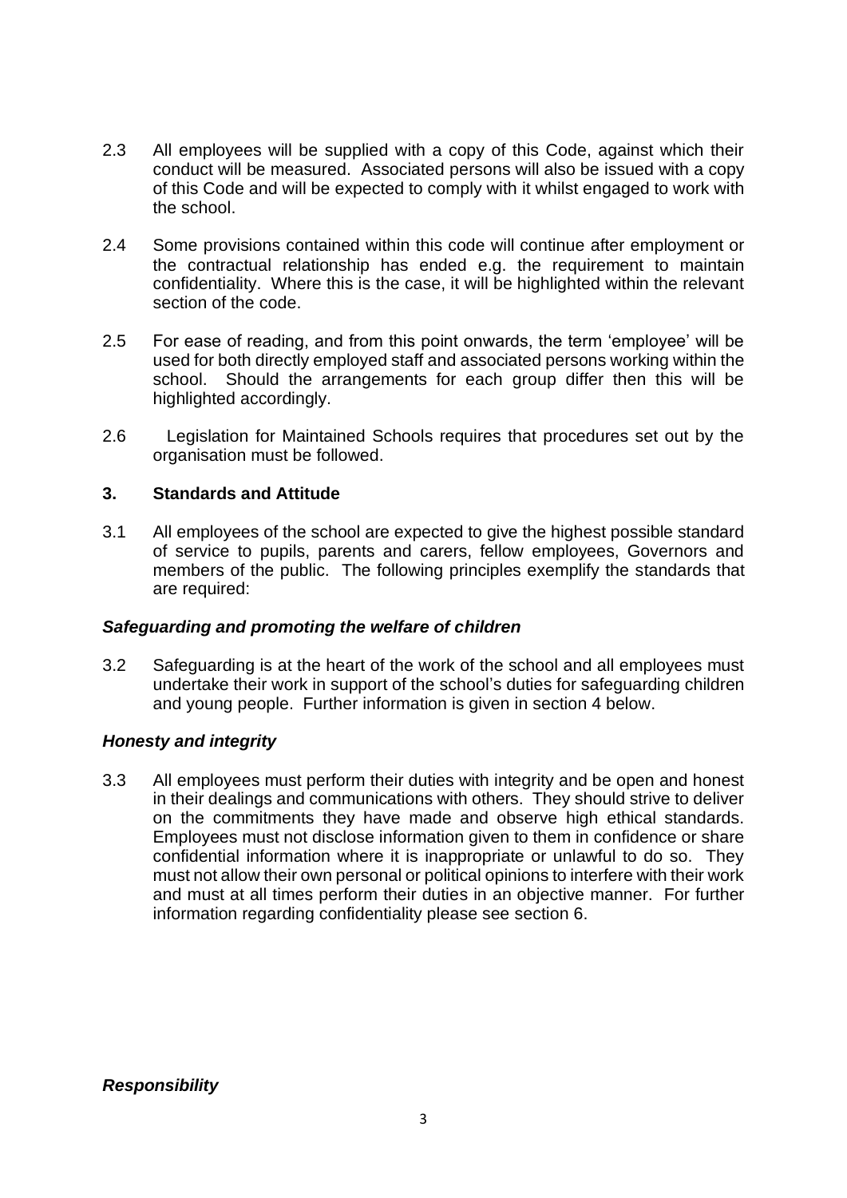2.3 All employees will be supplied with a copy of this Code, against which their conduct will be measured. Associated persons will also be issued with a copy of this Code and will be expected to comply with it whilst engaged to work with the school.

2.4 Some provisions contained within this code will continue after employment or the contractual relationship has ended e.g. the requirement to maintain confidentiality. Where this is the case, it will be highlighted within the relevant section of the code.

2.5 For ease of reading, and from this point onwards, the term 'employee' will be used for both directly employed staff and associated persons working within the school. Should the arrangements for each group differ then this will be highlighted accordingly.

2.6 Legislation for Maintained Schools requires that procedures set out by the organisation must be followed.

## 3. Standards and Attitude

3.1 All employees of the school are expected to give the highest possible standard of service to pupils, parents and carers, fellow employees, Governors and members of the public. The following principles exemplify the standards that are required:

### *Safeguarding and promoting the welfare of children*

3.2 Safeguarding is at the heart of the work of the school and all employees must undertake their work in support of the school's duties for safeguarding children and young people. Further information is given in section 4 below.

### *Honesty and integrity*

3.3 All employees must perform their duties with integrity and be open and honest in their dealings and communications with others. They should strive to deliver on the commitments they have made and observe high ethical standards. Employees must not disclose information given to them in confidence or share confidential information where it is inappropriate or unlawful to do so. They must not allow their own personal or political opinions to interfere with their work and must at all times perform their duties in an objective manner. For further information regarding confidentiality please see section 6.

### *Responsibility*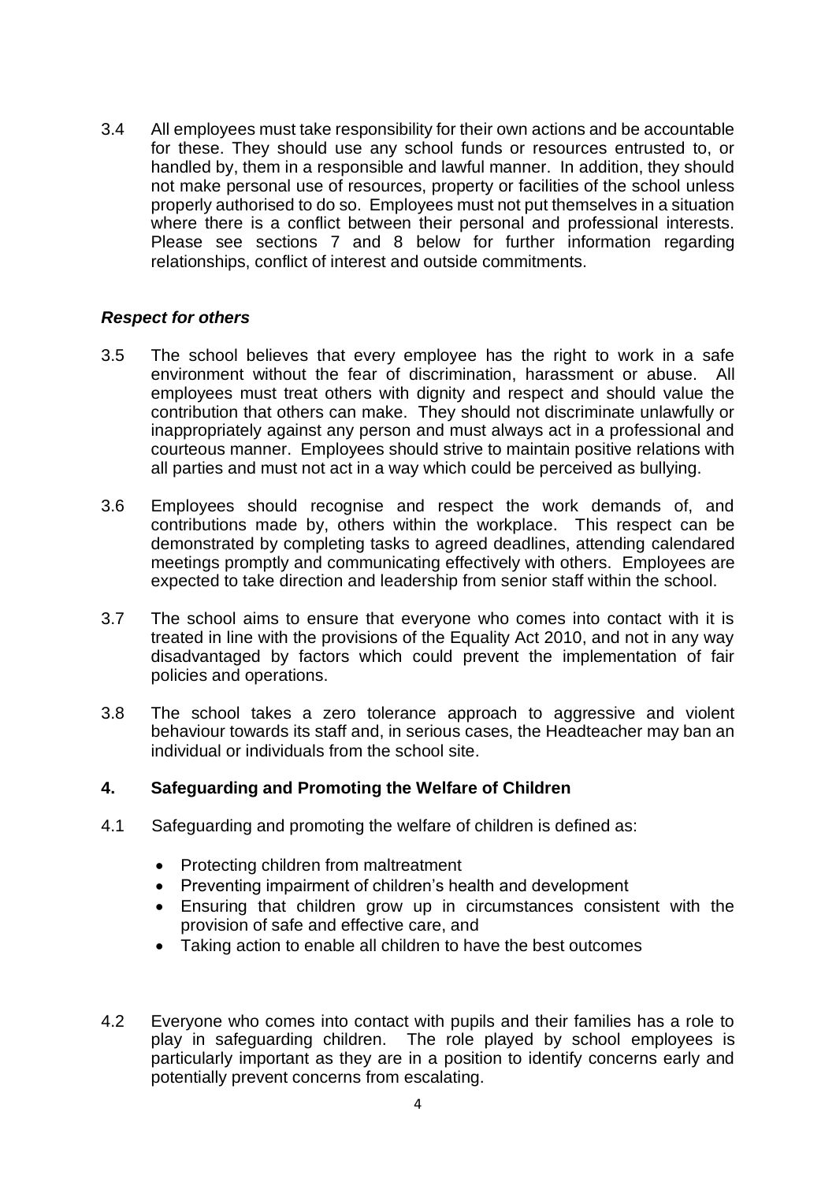3.4 All employees must take responsibility for their own actions and be accountable for these. They should use any school funds or resources entrusted to, or handled by, them in a responsible and lawful manner. In addition, they should not make personal use of resources, property or facilities of the school unless properly authorised to do so. Employees must not put themselves in a situation where there is a conflict between their personal and professional interests. Please see sections 7 and 8 below for further information regarding relationships, conflict of interest and outside commitments.

***Respect for others***

3.5 The school believes that every employee has the right to work in a safe environment without the fear of discrimination, harassment or abuse. All employees must treat others with dignity and respect and should value the contribution that others can make. They should not discriminate unlawfully or inappropriately against any person and must always act in a professional and courteous manner. Employees should strive to maintain positive relations with all parties and must not act in a way which could be perceived as bullying.

3.6 Employees should recognise and respect the work demands of, and contributions made by, others within the workplace. This respect can be demonstrated by completing tasks to agreed deadlines, attending calendared meetings promptly and communicating effectively with others. Employees are expected to take direction and leadership from senior staff within the school.

3.7 The school aims to ensure that everyone who comes into contact with it is treated in line with the provisions of the Equality Act 2010, and not in any way disadvantaged by factors which could prevent the implementation of fair policies and operations.

3.8 The school takes a zero tolerance approach to aggressive and violent behaviour towards its staff and, in serious cases, the Headteacher may ban an individual or individuals from the school site.

## 4. Safeguarding and Promoting the Welfare of Children

4.1 Safeguarding and promoting the welfare of children is defined as:

- Protecting children from maltreatment
- Preventing impairment of children's health and development
- Ensuring that children grow up in circumstances consistent with the provision of safe and effective care, and
- Taking action to enable all children to have the best outcomes

4.2 Everyone who comes into contact with pupils and their families has a role to play in safeguarding children. The role played by school employees is particularly important as they are in a position to identify concerns early and potentially prevent concerns from escalating.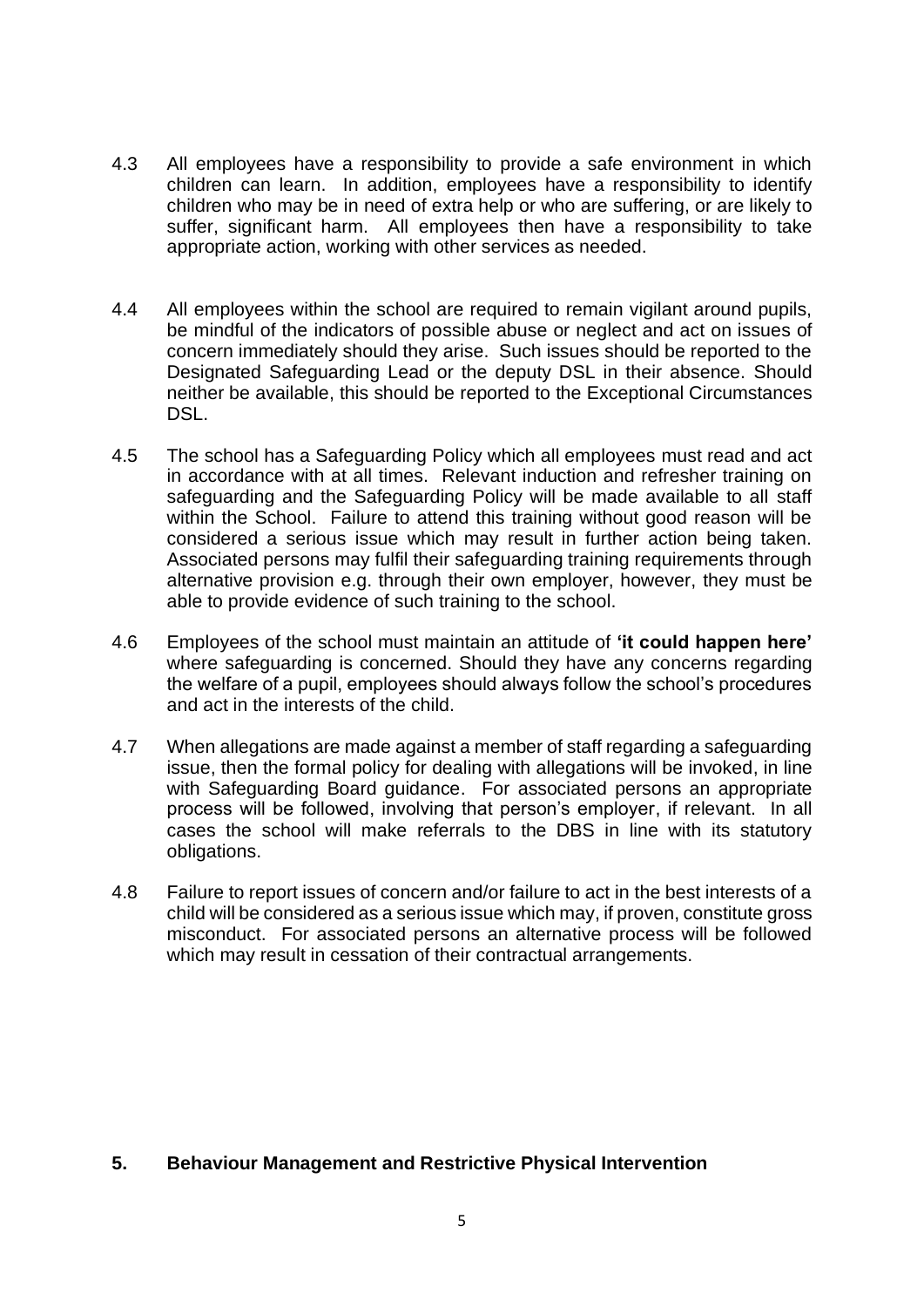4.3 All employees have a responsibility to provide a safe environment in which children can learn. In addition, employees have a responsibility to identify children who may be in need of extra help or who are suffering, or are likely to suffer, significant harm. All employees then have a responsibility to take appropriate action, working with other services as needed.

4.4 All employees within the school are required to remain vigilant around pupils, be mindful of the indicators of possible abuse or neglect and act on issues of concern immediately should they arise. Such issues should be reported to the Designated Safeguarding Lead or the deputy DSL in their absence. Should neither be available, this should be reported to the Exceptional Circumstances DSL.

4.5 The school has a Safeguarding Policy which all employees must read and act in accordance with at all times. Relevant induction and refresher training on safeguarding and the Safeguarding Policy will be made available to all staff within the School. Failure to attend this training without good reason will be considered a serious issue which may result in further action being taken. Associated persons may fulfil their safeguarding training requirements through alternative provision e.g. through their own employer, however, they must be able to provide evidence of such training to the school.

4.6 Employees of the school must maintain an attitude of **'it could happen here'** where safeguarding is concerned. Should they have any concerns regarding the welfare of a pupil, employees should always follow the school's procedures and act in the interests of the child.

4.7 When allegations are made against a member of staff regarding a safeguarding issue, then the formal policy for dealing with allegations will be invoked, in line with Safeguarding Board guidance. For associated persons an appropriate process will be followed, involving that person's employer, if relevant. In all cases the school will make referrals to the DBS in line with its statutory obligations.

4.8 Failure to report issues of concern and/or failure to act in the best interests of a child will be considered as a serious issue which may, if proven, constitute gross misconduct. For associated persons an alternative process will be followed which may result in cessation of their contractual arrangements.

## 5. Behaviour Management and Restrictive Physical Intervention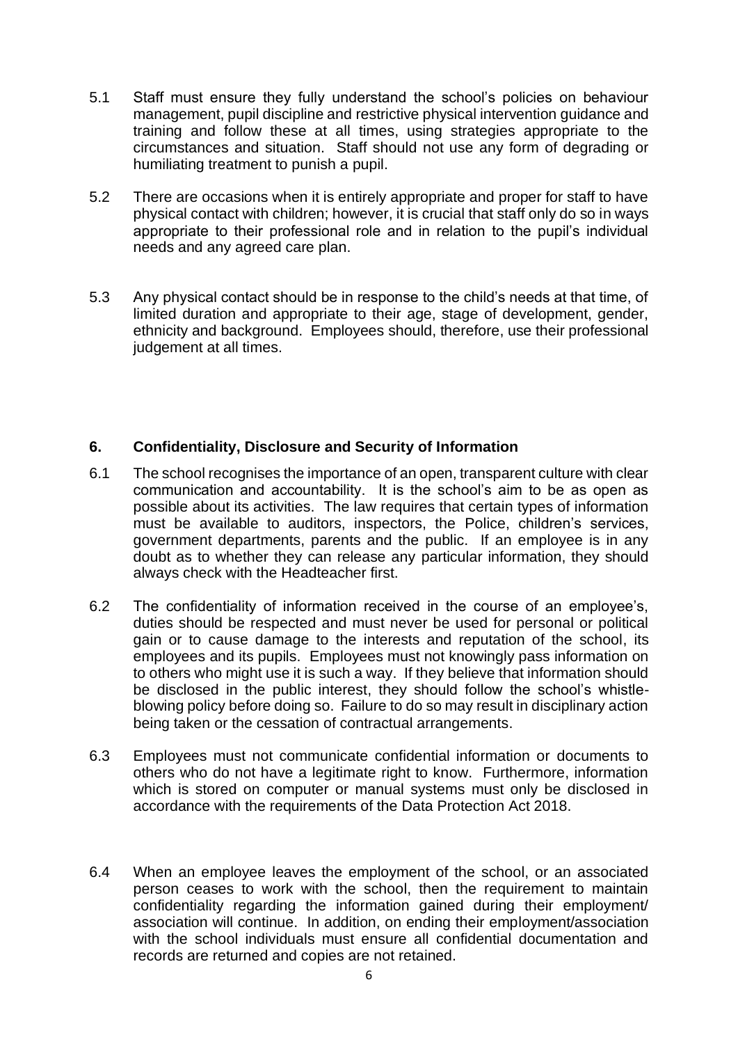5.1 Staff must ensure they fully understand the school's policies on behaviour management, pupil discipline and restrictive physical intervention guidance and training and follow these at all times, using strategies appropriate to the circumstances and situation. Staff should not use any form of degrading or humiliating treatment to punish a pupil.

5.2 There are occasions when it is entirely appropriate and proper for staff to have physical contact with children; however, it is crucial that staff only do so in ways appropriate to their professional role and in relation to the pupil's individual needs and any agreed care plan.

5.3 Any physical contact should be in response to the child's needs at that time, of limited duration and appropriate to their age, stage of development, gender, ethnicity and background. Employees should, therefore, use their professional judgement at all times.

## 6. Confidentiality, Disclosure and Security of Information

6.1 The school recognises the importance of an open, transparent culture with clear communication and accountability. It is the school's aim to be as open as possible about its activities. The law requires that certain types of information must be available to auditors, inspectors, the Police, children's services, government departments, parents and the public. If an employee is in any doubt as to whether they can release any particular information, they should always check with the Headteacher first.

6.2 The confidentiality of information received in the course of an employee's, duties should be respected and must never be used for personal or political gain or to cause damage to the interests and reputation of the school, its employees and its pupils. Employees must not knowingly pass information on to others who might use it is such a way. If they believe that information should be disclosed in the public interest, they should follow the school's whistle-blowing policy before doing so. Failure to do so may result in disciplinary action being taken or the cessation of contractual arrangements.

6.3 Employees must not communicate confidential information or documents to others who do not have a legitimate right to know. Furthermore, information which is stored on computer or manual systems must only be disclosed in accordance with the requirements of the Data Protection Act 2018.

6.4 When an employee leaves the employment of the school, or an associated person ceases to work with the school, then the requirement to maintain confidentiality regarding the information gained during their employment/ association will continue. In addition, on ending their employment/association with the school individuals must ensure all confidential documentation and records are returned and copies are not retained.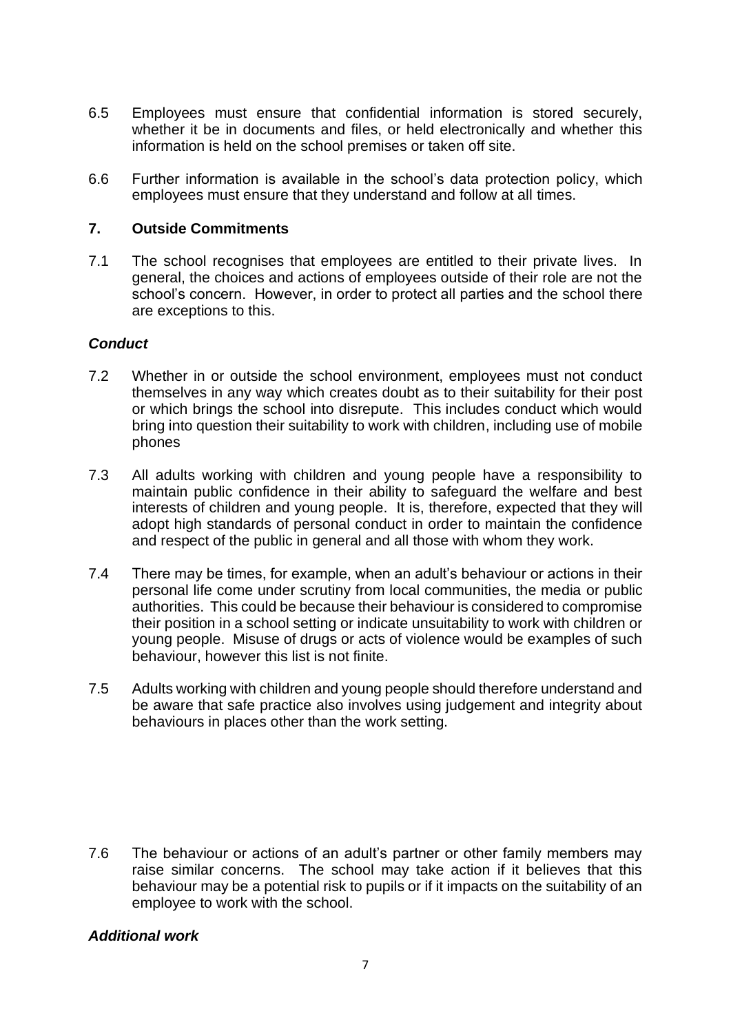6.5 Employees must ensure that confidential information is stored securely, whether it be in documents and files, or held electronically and whether this information is held on the school premises or taken off site.

6.6 Further information is available in the school's data protection policy, which employees must ensure that they understand and follow at all times.

## 7. Outside Commitments

7.1 The school recognises that employees are entitled to their private lives. In general, the choices and actions of employees outside of their role are not the school's concern. However, in order to protect all parties and the school there are exceptions to this.

### *Conduct*

7.2 Whether in or outside the school environment, employees must not conduct themselves in any way which creates doubt as to their suitability for their post or which brings the school into disrepute. This includes conduct which would bring into question their suitability to work with children, including use of mobile phones

7.3 All adults working with children and young people have a responsibility to maintain public confidence in their ability to safeguard the welfare and best interests of children and young people. It is, therefore, expected that they will adopt high standards of personal conduct in order to maintain the confidence and respect of the public in general and all those with whom they work.

7.4 There may be times, for example, when an adult's behaviour or actions in their personal life come under scrutiny from local communities, the media or public authorities. This could be because their behaviour is considered to compromise their position in a school setting or indicate unsuitability to work with children or young people. Misuse of drugs or acts of violence would be examples of such behaviour, however this list is not finite.

7.5 Adults working with children and young people should therefore understand and be aware that safe practice also involves using judgement and integrity about behaviours in places other than the work setting.

7.6 The behaviour or actions of an adult's partner or other family members may raise similar concerns. The school may take action if it believes that this behaviour may be a potential risk to pupils or if it impacts on the suitability of an employee to work with the school.

### *Additional work*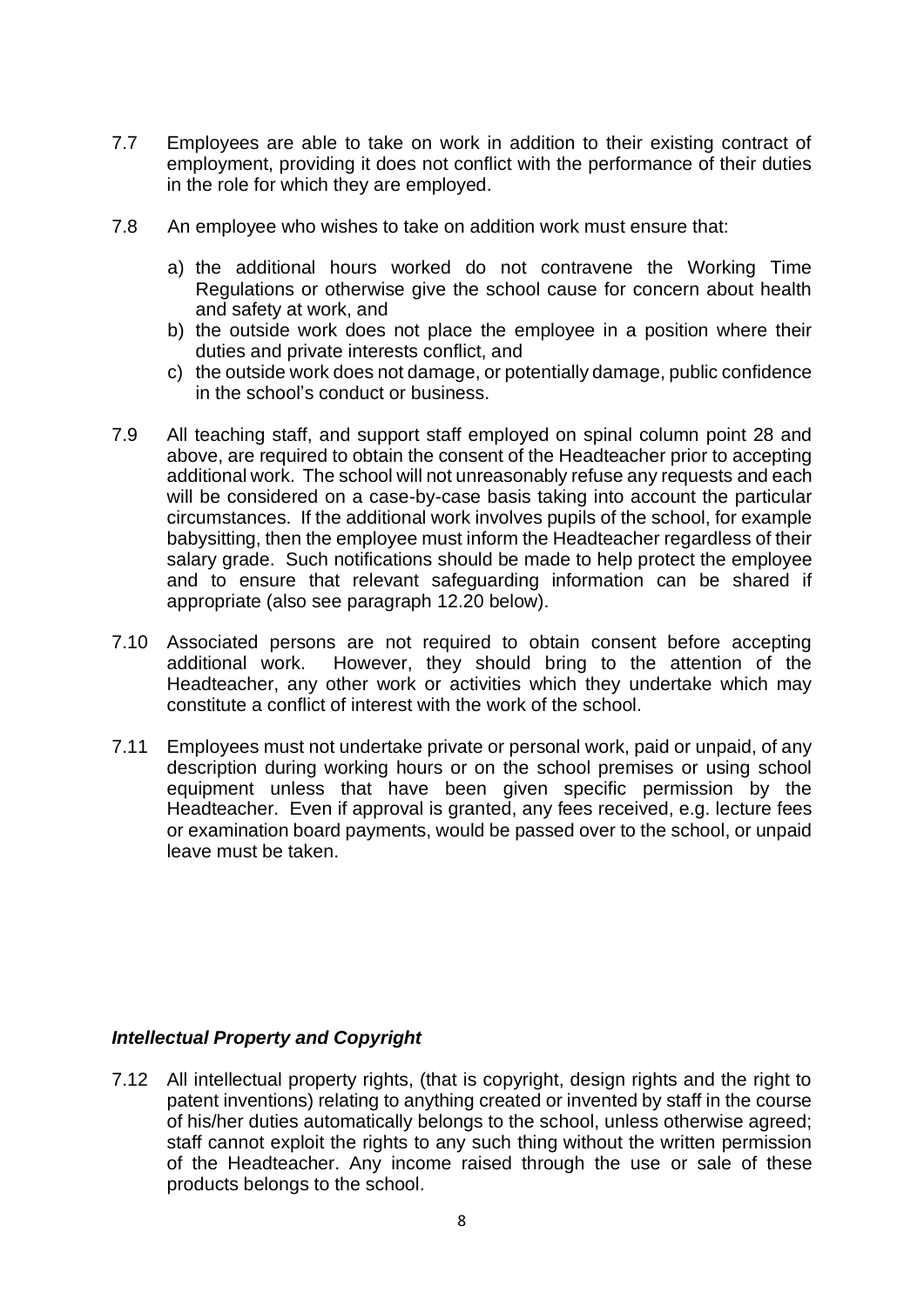7.7 Employees are able to take on work in addition to their existing contract of employment, providing it does not conflict with the performance of their duties in the role for which they are employed.

7.8 An employee who wishes to take on addition work must ensure that:

a) the additional hours worked do not contravene the Working Time Regulations or otherwise give the school cause for concern about health and safety at work, and
b) the outside work does not place the employee in a position where their duties and private interests conflict, and
c) the outside work does not damage, or potentially damage, public confidence in the school's conduct or business.

7.9 All teaching staff, and support staff employed on spinal column point 28 and above, are required to obtain the consent of the Headteacher prior to accepting additional work. The school will not unreasonably refuse any requests and each will be considered on a case-by-case basis taking into account the particular circumstances. If the additional work involves pupils of the school, for example babysitting, then the employee must inform the Headteacher regardless of their salary grade. Such notifications should be made to help protect the employee and to ensure that relevant safeguarding information can be shared if appropriate (also see paragraph 12.20 below).

7.10 Associated persons are not required to obtain consent before accepting additional work. However, they should bring to the attention of the Headteacher, any other work or activities which they undertake which may constitute a conflict of interest with the work of the school.

7.11 Employees must not undertake private or personal work, paid or unpaid, of any description during working hours or on the school premises or using school equipment unless that have been given specific permission by the Headteacher. Even if approval is granted, any fees received, e.g. lecture fees or examination board payments, would be passed over to the school, or unpaid leave must be taken.

### *Intellectual Property and Copyright*

7.12 All intellectual property rights, (that is copyright, design rights and the right to patent inventions) relating to anything created or invented by staff in the course of his/her duties automatically belongs to the school, unless otherwise agreed; staff cannot exploit the rights to any such thing without the written permission of the Headteacher. Any income raised through the use or sale of these products belongs to the school.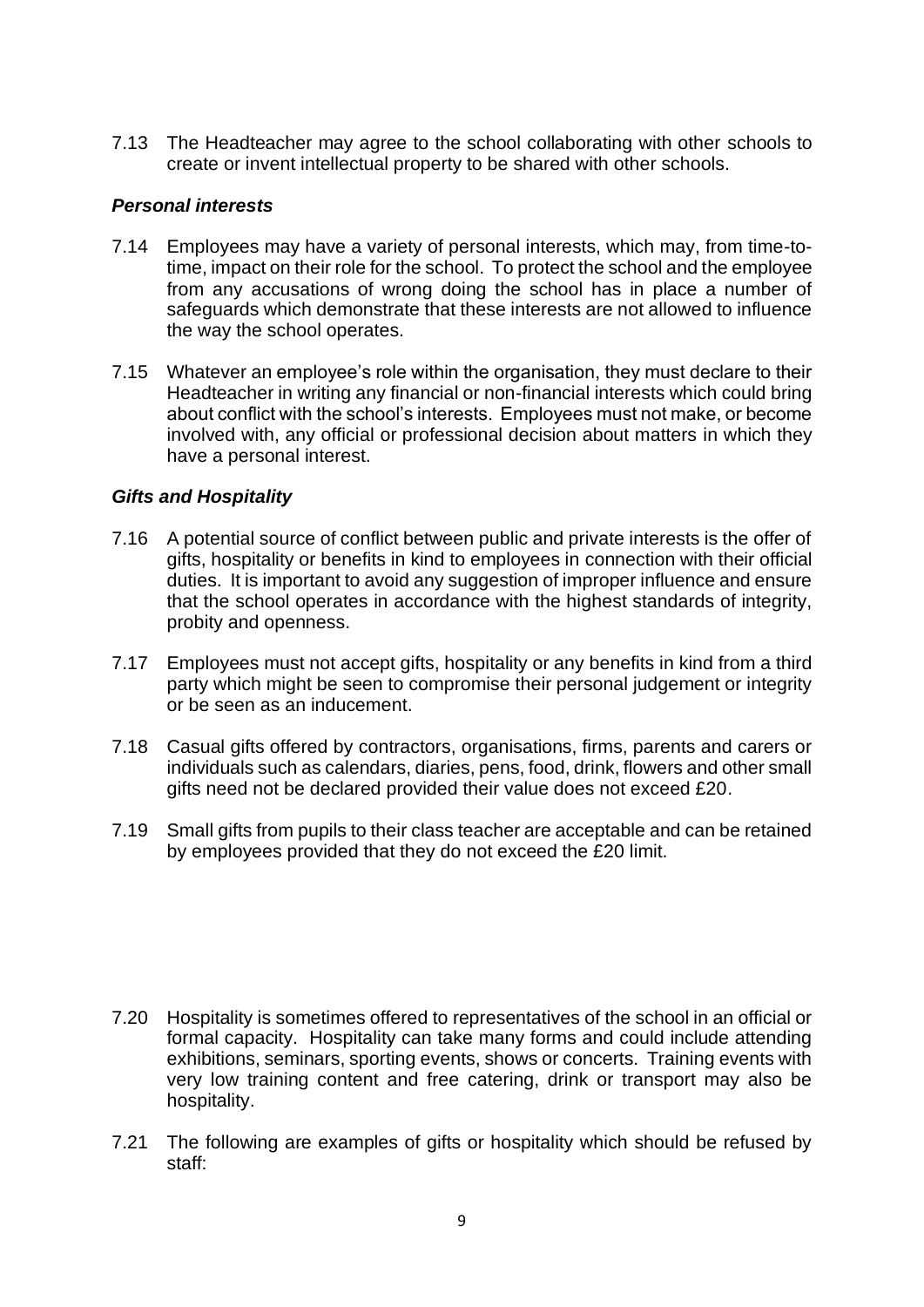7.13 The Headteacher may agree to the school collaborating with other schools to create or invent intellectual property to be shared with other schools.

### *Personal interests*

7.14 Employees may have a variety of personal interests, which may, from time-to-time, impact on their role for the school. To protect the school and the employee from any accusations of wrong doing the school has in place a number of safeguards which demonstrate that these interests are not allowed to influence the way the school operates.

7.15 Whatever an employee's role within the organisation, they must declare to their Headteacher in writing any financial or non-financial interests which could bring about conflict with the school's interests. Employees must not make, or become involved with, any official or professional decision about matters in which they have a personal interest.

### *Gifts and Hospitality*

7.16 A potential source of conflict between public and private interests is the offer of gifts, hospitality or benefits in kind to employees in connection with their official duties. It is important to avoid any suggestion of improper influence and ensure that the school operates in accordance with the highest standards of integrity, probity and openness.

7.17 Employees must not accept gifts, hospitality or any benefits in kind from a third party which might be seen to compromise their personal judgement or integrity or be seen as an inducement.

7.18 Casual gifts offered by contractors, organisations, firms, parents and carers or individuals such as calendars, diaries, pens, food, drink, flowers and other small gifts need not be declared provided their value does not exceed £20.

7.19 Small gifts from pupils to their class teacher are acceptable and can be retained by employees provided that they do not exceed the £20 limit.

7.20 Hospitality is sometimes offered to representatives of the school in an official or formal capacity. Hospitality can take many forms and could include attending exhibitions, seminars, sporting events, shows or concerts. Training events with very low training content and free catering, drink or transport may also be hospitality.

7.21 The following are examples of gifts or hospitality which should be refused by staff: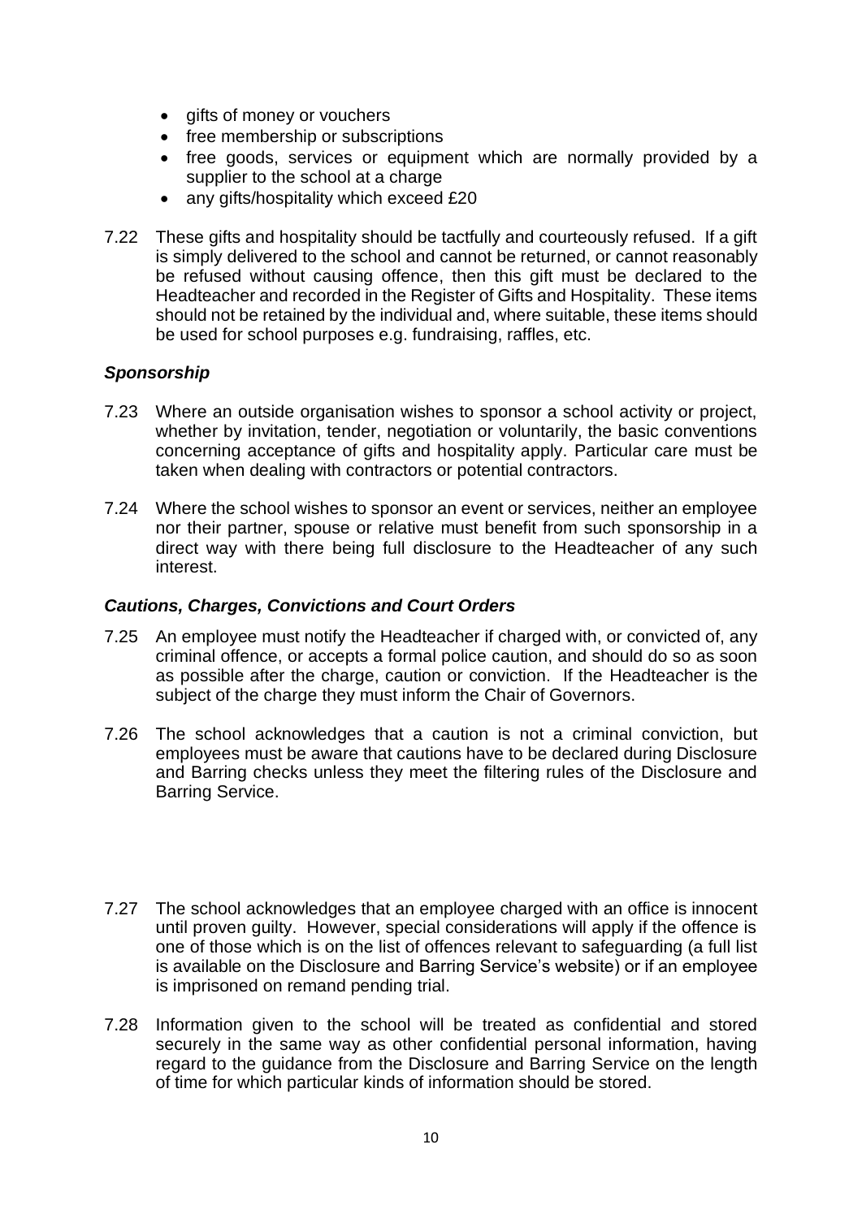- gifts of money or vouchers
- free membership or subscriptions
- free goods, services or equipment which are normally provided by a supplier to the school at a charge
- any gifts/hospitality which exceed £20

7.22 These gifts and hospitality should be tactfully and courteously refused. If a gift is simply delivered to the school and cannot be returned, or cannot reasonably be refused without causing offence, then this gift must be declared to the Headteacher and recorded in the Register of Gifts and Hospitality. These items should not be retained by the individual and, where suitable, these items should be used for school purposes e.g. fundraising, raffles, etc.

### *Sponsorship*

7.23 Where an outside organisation wishes to sponsor a school activity or project, whether by invitation, tender, negotiation or voluntarily, the basic conventions concerning acceptance of gifts and hospitality apply. Particular care must be taken when dealing with contractors or potential contractors.

7.24 Where the school wishes to sponsor an event or services, neither an employee nor their partner, spouse or relative must benefit from such sponsorship in a direct way with there being full disclosure to the Headteacher of any such interest.

### *Cautions, Charges, Convictions and Court Orders*

7.25 An employee must notify the Headteacher if charged with, or convicted of, any criminal offence, or accepts a formal police caution, and should do so as soon as possible after the charge, caution or conviction. If the Headteacher is the subject of the charge they must inform the Chair of Governors.

7.26 The school acknowledges that a caution is not a criminal conviction, but employees must be aware that cautions have to be declared during Disclosure and Barring checks unless they meet the filtering rules of the Disclosure and Barring Service.

7.27 The school acknowledges that an employee charged with an office is innocent until proven guilty. However, special considerations will apply if the offence is one of those which is on the list of offences relevant to safeguarding (a full list is available on the Disclosure and Barring Service's website) or if an employee is imprisoned on remand pending trial.

7.28 Information given to the school will be treated as confidential and stored securely in the same way as other confidential personal information, having regard to the guidance from the Disclosure and Barring Service on the length of time for which particular kinds of information should be stored.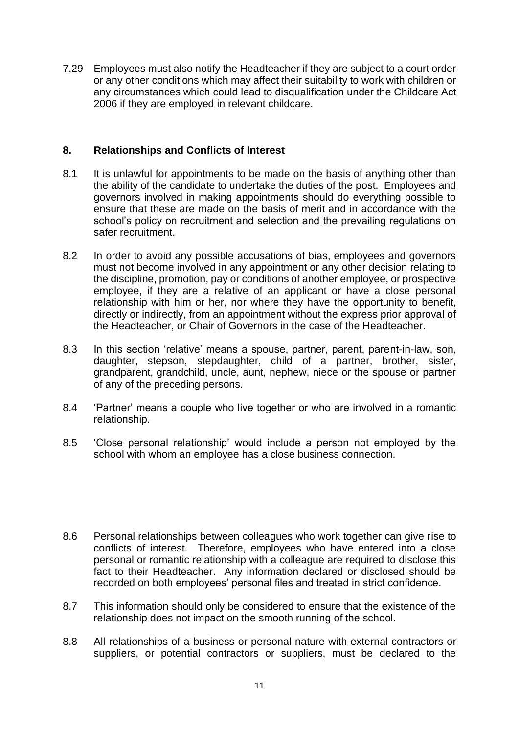7.29 Employees must also notify the Headteacher if they are subject to a court order or any other conditions which may affect their suitability to work with children or any circumstances which could lead to disqualification under the Childcare Act 2006 if they are employed in relevant childcare.

## 8. Relationships and Conflicts of Interest

8.1 It is unlawful for appointments to be made on the basis of anything other than the ability of the candidate to undertake the duties of the post. Employees and governors involved in making appointments should do everything possible to ensure that these are made on the basis of merit and in accordance with the school's policy on recruitment and selection and the prevailing regulations on safer recruitment.

8.2 In order to avoid any possible accusations of bias, employees and governors must not become involved in any appointment or any other decision relating to the discipline, promotion, pay or conditions of another employee, or prospective employee, if they are a relative of an applicant or have a close personal relationship with him or her, nor where they have the opportunity to benefit, directly or indirectly, from an appointment without the express prior approval of the Headteacher, or Chair of Governors in the case of the Headteacher.

8.3 In this section 'relative' means a spouse, partner, parent, parent-in-law, son, daughter, stepson, stepdaughter, child of a partner, brother, sister, grandparent, grandchild, uncle, aunt, nephew, niece or the spouse or partner of any of the preceding persons.

8.4 'Partner' means a couple who live together or who are involved in a romantic relationship.

8.5 'Close personal relationship' would include a person not employed by the school with whom an employee has a close business connection.

8.6 Personal relationships between colleagues who work together can give rise to conflicts of interest. Therefore, employees who have entered into a close personal or romantic relationship with a colleague are required to disclose this fact to their Headteacher. Any information declared or disclosed should be recorded on both employees' personal files and treated in strict confidence.

8.7 This information should only be considered to ensure that the existence of the relationship does not impact on the smooth running of the school.

8.8 All relationships of a business or personal nature with external contractors or suppliers, or potential contractors or suppliers, must be declared to the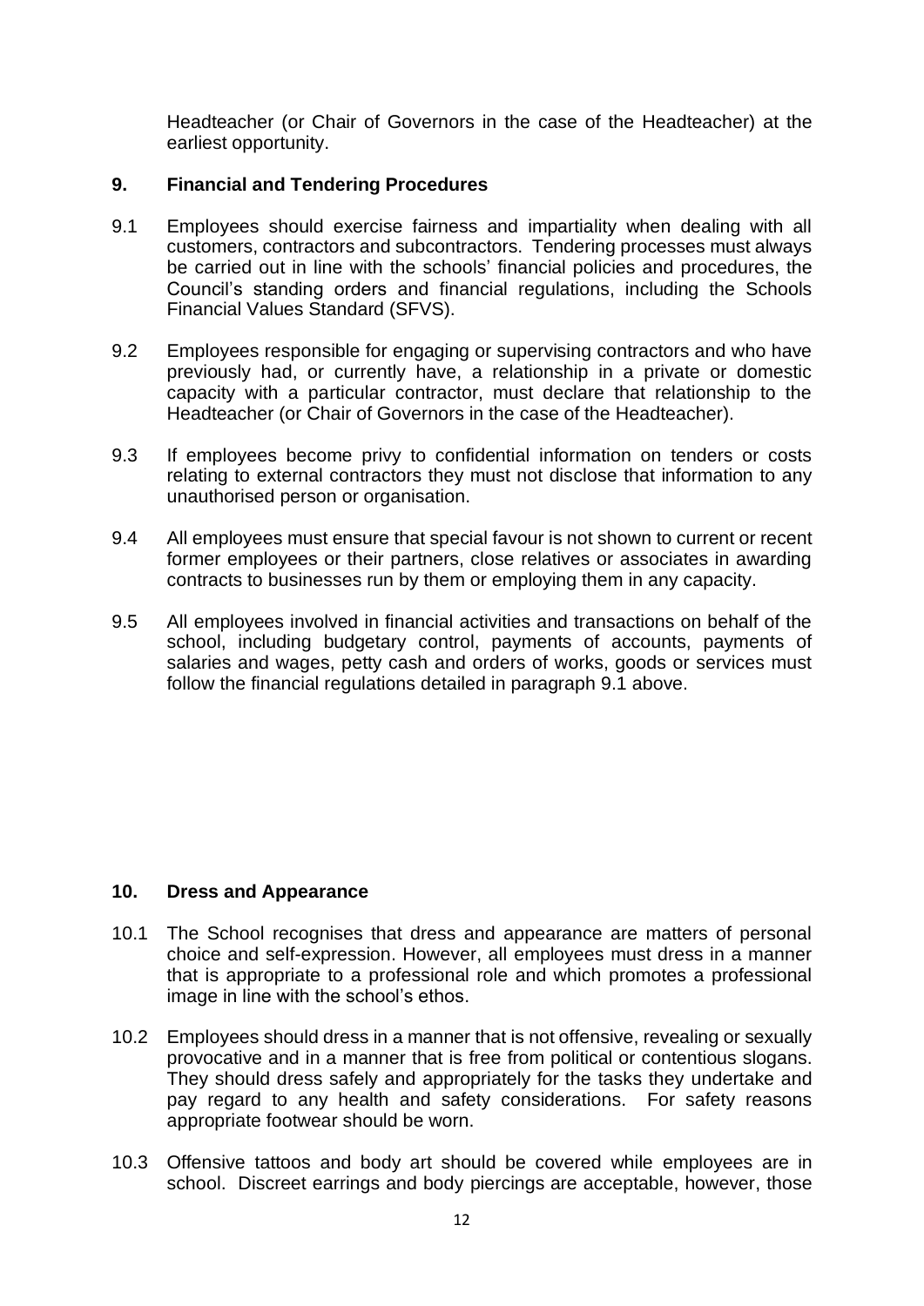Headteacher (or Chair of Governors in the case of the Headteacher) at the earliest opportunity.

## 9. Financial and Tendering Procedures

9.1 Employees should exercise fairness and impartiality when dealing with all customers, contractors and subcontractors. Tendering processes must always be carried out in line with the schools' financial policies and procedures, the Council's standing orders and financial regulations, including the Schools Financial Values Standard (SFVS).

9.2 Employees responsible for engaging or supervising contractors and who have previously had, or currently have, a relationship in a private or domestic capacity with a particular contractor, must declare that relationship to the Headteacher (or Chair of Governors in the case of the Headteacher).

9.3 If employees become privy to confidential information on tenders or costs relating to external contractors they must not disclose that information to any unauthorised person or organisation.

9.4 All employees must ensure that special favour is not shown to current or recent former employees or their partners, close relatives or associates in awarding contracts to businesses run by them or employing them in any capacity.

9.5 All employees involved in financial activities and transactions on behalf of the school, including budgetary control, payments of accounts, payments of salaries and wages, petty cash and orders of works, goods or services must follow the financial regulations detailed in paragraph 9.1 above.

## 10. Dress and Appearance

10.1 The School recognises that dress and appearance are matters of personal choice and self-expression. However, all employees must dress in a manner that is appropriate to a professional role and which promotes a professional image in line with the school's ethos.

10.2 Employees should dress in a manner that is not offensive, revealing or sexually provocative and in a manner that is free from political or contentious slogans. They should dress safely and appropriately for the tasks they undertake and pay regard to any health and safety considerations. For safety reasons appropriate footwear should be worn.

10.3 Offensive tattoos and body art should be covered while employees are in school. Discreet earrings and body piercings are acceptable, however, those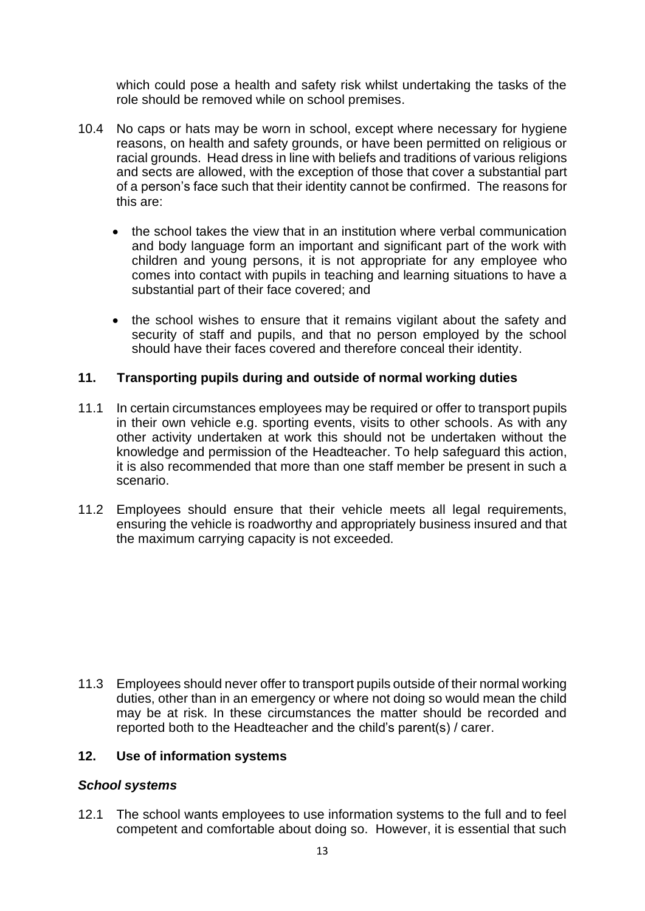which could pose a health and safety risk whilst undertaking the tasks of the role should be removed while on school premises.

10.4 No caps or hats may be worn in school, except where necessary for hygiene reasons, on health and safety grounds, or have been permitted on religious or racial grounds. Head dress in line with beliefs and traditions of various religions and sects are allowed, with the exception of those that cover a substantial part of a person's face such that their identity cannot be confirmed. The reasons for this are:

- the school takes the view that in an institution where verbal communication and body language form an important and significant part of the work with children and young persons, it is not appropriate for any employee who comes into contact with pupils in teaching and learning situations to have a substantial part of their face covered; and
- the school wishes to ensure that it remains vigilant about the safety and security of staff and pupils, and that no person employed by the school should have their faces covered and therefore conceal their identity.

## 11. Transporting pupils during and outside of normal working duties

11.1 In certain circumstances employees may be required or offer to transport pupils in their own vehicle e.g. sporting events, visits to other schools. As with any other activity undertaken at work this should not be undertaken without the knowledge and permission of the Headteacher. To help safeguard this action, it is also recommended that more than one staff member be present in such a scenario.

11.2 Employees should ensure that their vehicle meets all legal requirements, ensuring the vehicle is roadworthy and appropriately business insured and that the maximum carrying capacity is not exceeded.

11.3 Employees should never offer to transport pupils outside of their normal working duties, other than in an emergency or where not doing so would mean the child may be at risk. In these circumstances the matter should be recorded and reported both to the Headteacher and the child's parent(s) / carer.

## 12. Use of information systems

### *School systems*

12.1 The school wants employees to use information systems to the full and to feel competent and comfortable about doing so. However, it is essential that such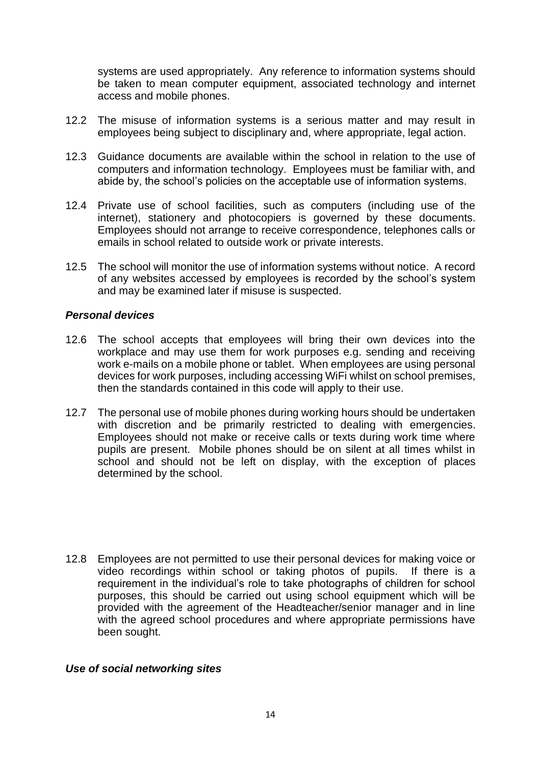systems are used appropriately. Any reference to information systems should be taken to mean computer equipment, associated technology and internet access and mobile phones.

12.2 The misuse of information systems is a serious matter and may result in employees being subject to disciplinary and, where appropriate, legal action.

12.3 Guidance documents are available within the school in relation to the use of computers and information technology. Employees must be familiar with, and abide by, the school's policies on the acceptable use of information systems.

12.4 Private use of school facilities, such as computers (including use of the internet), stationery and photocopiers is governed by these documents. Employees should not arrange to receive correspondence, telephones calls or emails in school related to outside work or private interests.

12.5 The school will monitor the use of information systems without notice. A record of any websites accessed by employees is recorded by the school's system and may be examined later if misuse is suspected.

***Personal devices***

12.6 The school accepts that employees will bring their own devices into the workplace and may use them for work purposes e.g. sending and receiving work e-mails on a mobile phone or tablet. When employees are using personal devices for work purposes, including accessing WiFi whilst on school premises, then the standards contained in this code will apply to their use.

12.7 The personal use of mobile phones during working hours should be undertaken with discretion and be primarily restricted to dealing with emergencies. Employees should not make or receive calls or texts during work time where pupils are present. Mobile phones should be on silent at all times whilst in school and should not be left on display, with the exception of places determined by the school.

12.8 Employees are not permitted to use their personal devices for making voice or video recordings within school or taking photos of pupils. If there is a requirement in the individual's role to take photographs of children for school purposes, this should be carried out using school equipment which will be provided with the agreement of the Headteacher/senior manager and in line with the agreed school procedures and where appropriate permissions have been sought.

***Use of social networking sites***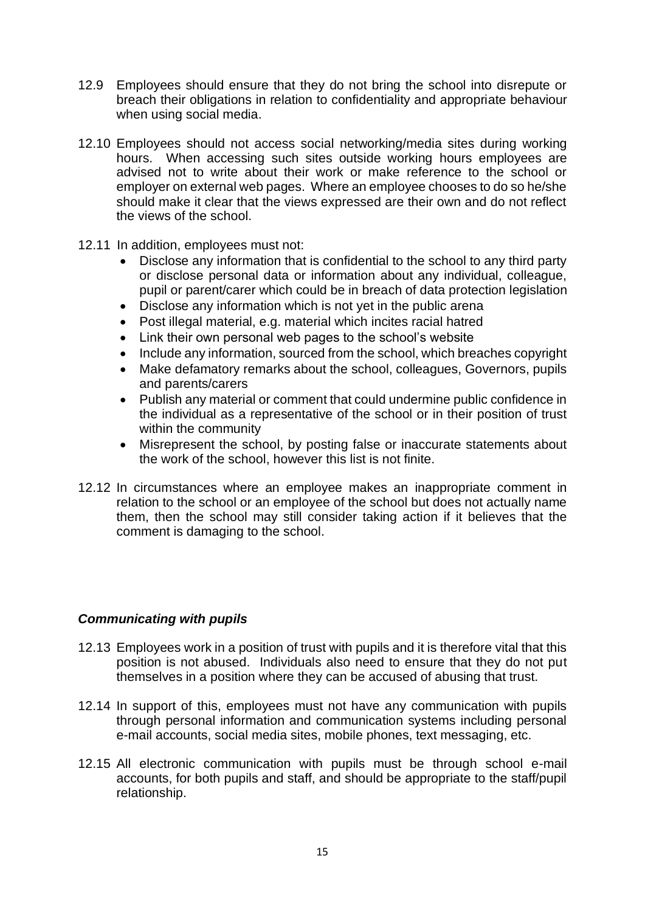12.9 Employees should ensure that they do not bring the school into disrepute or breach their obligations in relation to confidentiality and appropriate behaviour when using social media.

12.10 Employees should not access social networking/media sites during working hours. When accessing such sites outside working hours employees are advised not to write about their work or make reference to the school or employer on external web pages. Where an employee chooses to do so he/she should make it clear that the views expressed are their own and do not reflect the views of the school.

12.11 In addition, employees must not:

- Disclose any information that is confidential to the school to any third party or disclose personal data or information about any individual, colleague, pupil or parent/carer which could be in breach of data protection legislation
- Disclose any information which is not yet in the public arena
- Post illegal material, e.g. material which incites racial hatred
- Link their own personal web pages to the school's website
- Include any information, sourced from the school, which breaches copyright
- Make defamatory remarks about the school, colleagues, Governors, pupils and parents/carers
- Publish any material or comment that could undermine public confidence in the individual as a representative of the school or in their position of trust within the community
- Misrepresent the school, by posting false or inaccurate statements about the work of the school, however this list is not finite.

12.12 In circumstances where an employee makes an inappropriate comment in relation to the school or an employee of the school but does not actually name them, then the school may still consider taking action if it believes that the comment is damaging to the school.

### *Communicating with pupils*

12.13 Employees work in a position of trust with pupils and it is therefore vital that this position is not abused. Individuals also need to ensure that they do not put themselves in a position where they can be accused of abusing that trust.

12.14 In support of this, employees must not have any communication with pupils through personal information and communication systems including personal e-mail accounts, social media sites, mobile phones, text messaging, etc.

12.15 All electronic communication with pupils must be through school e-mail accounts, for both pupils and staff, and should be appropriate to the staff/pupil relationship.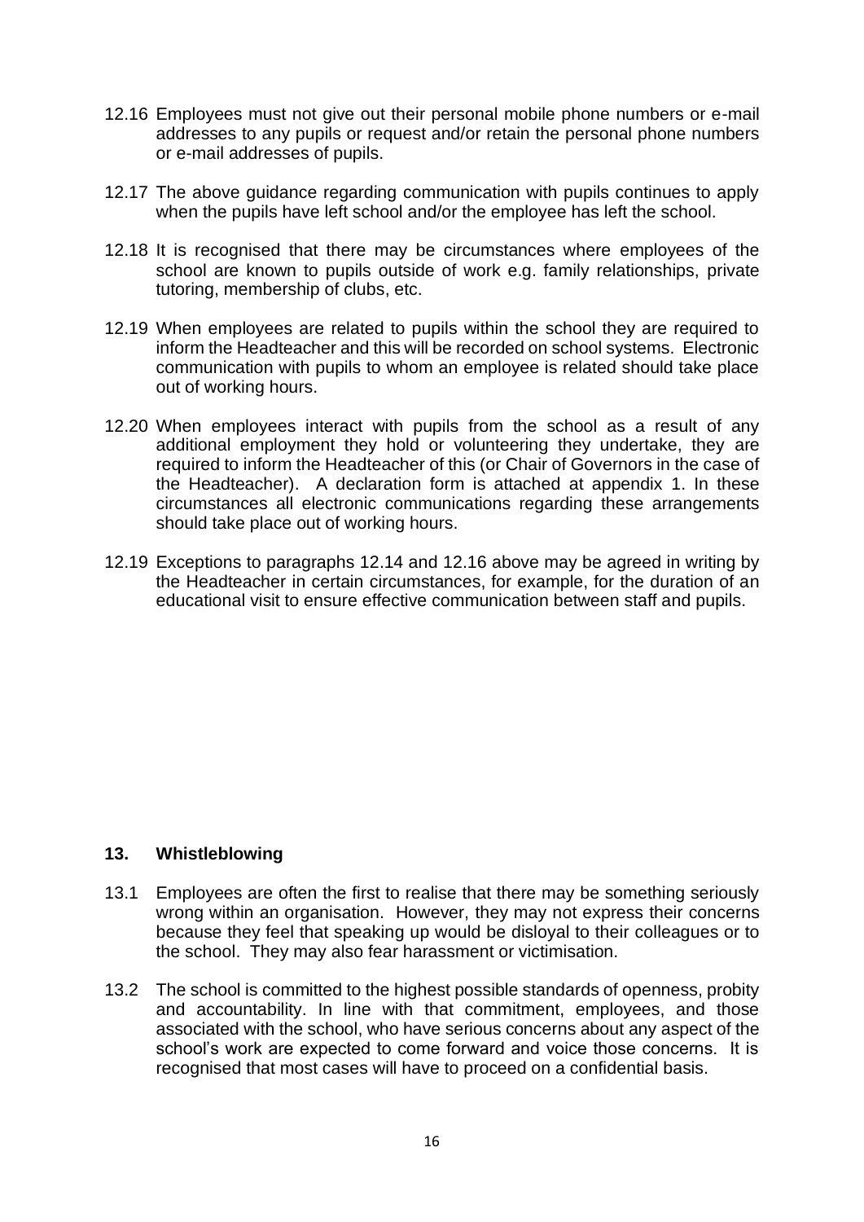12.16 Employees must not give out their personal mobile phone numbers or e-mail addresses to any pupils or request and/or retain the personal phone numbers or e-mail addresses of pupils.

12.17 The above guidance regarding communication with pupils continues to apply when the pupils have left school and/or the employee has left the school.

12.18 It is recognised that there may be circumstances where employees of the school are known to pupils outside of work e.g. family relationships, private tutoring, membership of clubs, etc.

12.19 When employees are related to pupils within the school they are required to inform the Headteacher and this will be recorded on school systems. Electronic communication with pupils to whom an employee is related should take place out of working hours.

12.20 When employees interact with pupils from the school as a result of any additional employment they hold or volunteering they undertake, they are required to inform the Headteacher of this (or Chair of Governors in the case of the Headteacher). A declaration form is attached at appendix 1. In these circumstances all electronic communications regarding these arrangements should take place out of working hours.

12.19 Exceptions to paragraphs 12.14 and 12.16 above may be agreed in writing by the Headteacher in certain circumstances, for example, for the duration of an educational visit to ensure effective communication between staff and pupils.

## 13. Whistleblowing

13.1 Employees are often the first to realise that there may be something seriously wrong within an organisation. However, they may not express their concerns because they feel that speaking up would be disloyal to their colleagues or to the school. They may also fear harassment or victimisation.

13.2 The school is committed to the highest possible standards of openness, probity and accountability. In line with that commitment, employees, and those associated with the school, who have serious concerns about any aspect of the school's work are expected to come forward and voice those concerns. It is recognised that most cases will have to proceed on a confidential basis.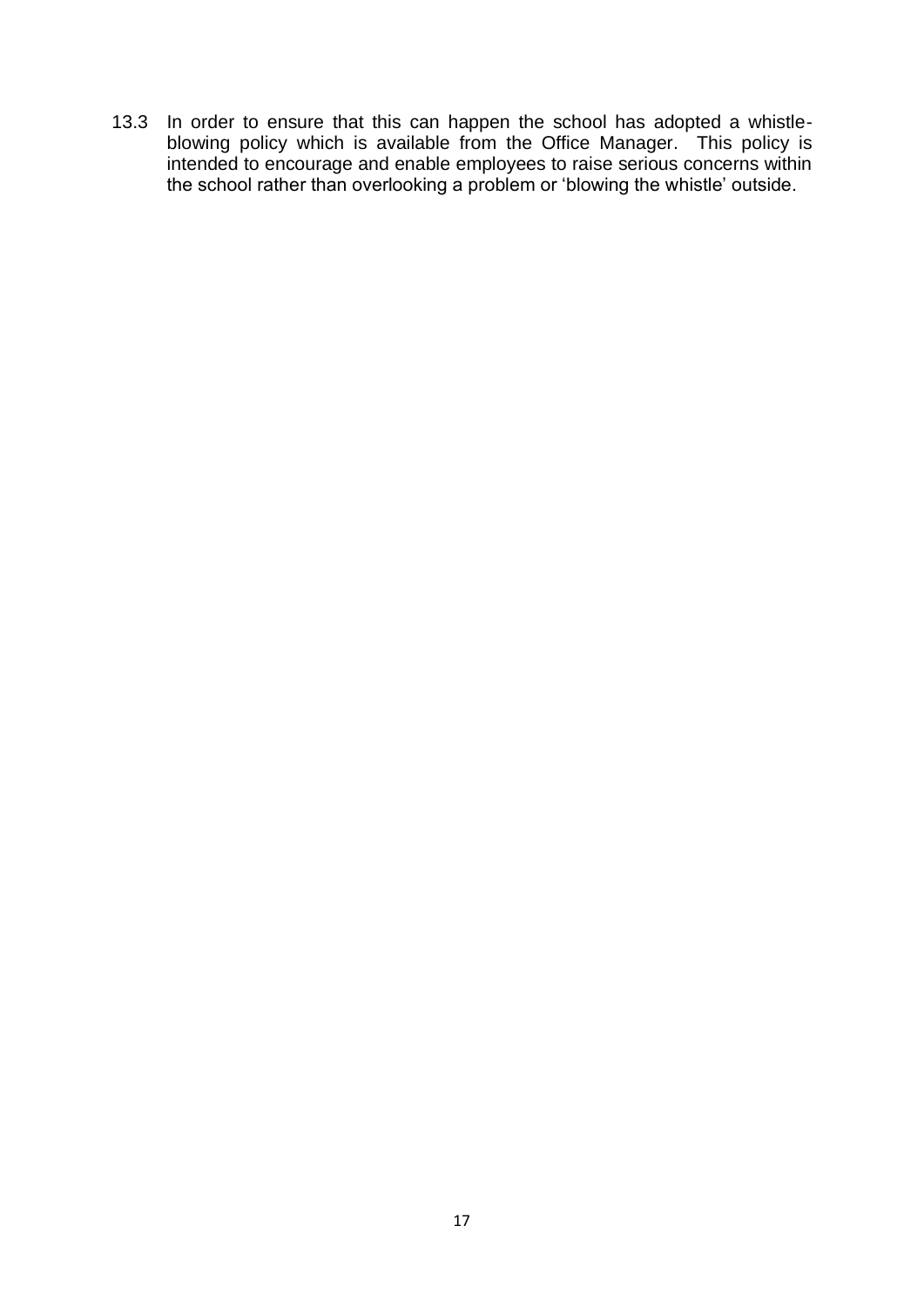13.3 In order to ensure that this can happen the school has adopted a whistle-blowing policy which is available from the Office Manager. This policy is intended to encourage and enable employees to raise serious concerns within the school rather than overlooking a problem or 'blowing the whistle' outside.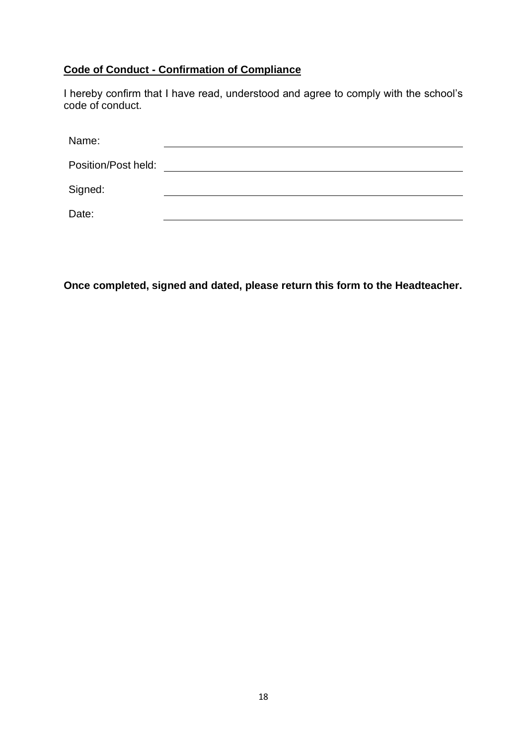**<u>Code of Conduct - Confirmation of Compliance</u>**

I hereby confirm that I have read, understood and agree to comply with the school's code of conduct.

Name: \_\_\_\_\_\_\_\_\_\_\_\_\_\_\_\_\_\_\_\_\_\_\_\_\_\_\_\_\_\_\_\_\_\_\_\_\_\_\_\_

Position/Post held: \_\_\_\_\_\_\_\_\_\_\_\_\_\_\_\_\_\_\_\_\_\_\_\_\_\_\_\_\_\_\_\_\_\_\_\_\_\_\_\_

Signed: \_\_\_\_\_\_\_\_\_\_\_\_\_\_\_\_\_\_\_\_\_\_\_\_\_\_\_\_\_\_\_\_\_\_\_\_\_\_\_\_

Date: \_\_\_\_\_\_\_\_\_\_\_\_\_\_\_\_\_\_\_\_\_\_\_\_\_\_\_\_\_\_\_\_\_\_\_\_\_\_\_\_

**Once completed, signed and dated, please return this form to the Headteacher.**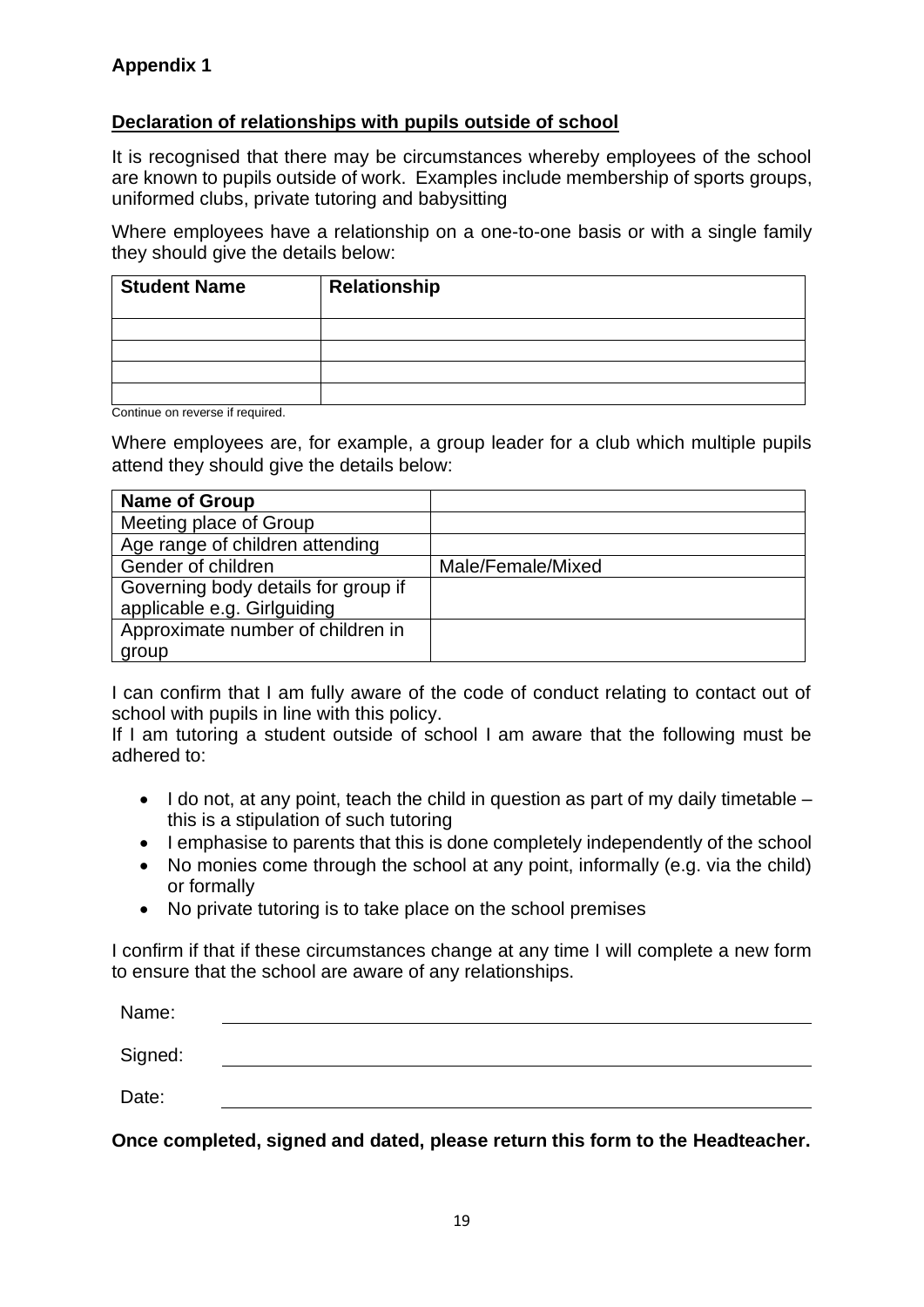## Appendix 1

### Declaration of relationships with pupils outside of school

It is recognised that there may be circumstances whereby employees of the school are known to pupils outside of work. Examples include membership of sports groups, uniformed clubs, private tutoring and babysitting

Where employees have a relationship on a one-to-one basis or with a single family they should give the details below:

| Student Name | Relationship |
|---|---|
| | |
| | |
| | |
| | |

Continue on reverse if required.

Where employees are, for example, a group leader for a club which multiple pupils attend they should give the details below:

| | |
|---|---|
| **Name of Group** | |
| Meeting place of Group | |
| Age range of children attending | |
| Gender of children | Male/Female/Mixed |
| Governing body details for group if applicable e.g. Girlguiding | |
| Approximate number of children in group | |

I can confirm that I am fully aware of the code of conduct relating to contact out of school with pupils in line with this policy.
If I am tutoring a student outside of school I am aware that the following must be adhered to:

- I do not, at any point, teach the child in question as part of my daily timetable – this is a stipulation of such tutoring
- I emphasise to parents that this is done completely independently of the school
- No monies come through the school at any point, informally (e.g. via the child) or formally
- No private tutoring is to take place on the school premises

I confirm if that if these circumstances change at any time I will complete a new form to ensure that the school are aware of any relationships.

Name: ____________________

Signed: ____________________

Date: ____________________

**Once completed, signed and dated, please return this form to the Headteacher.**